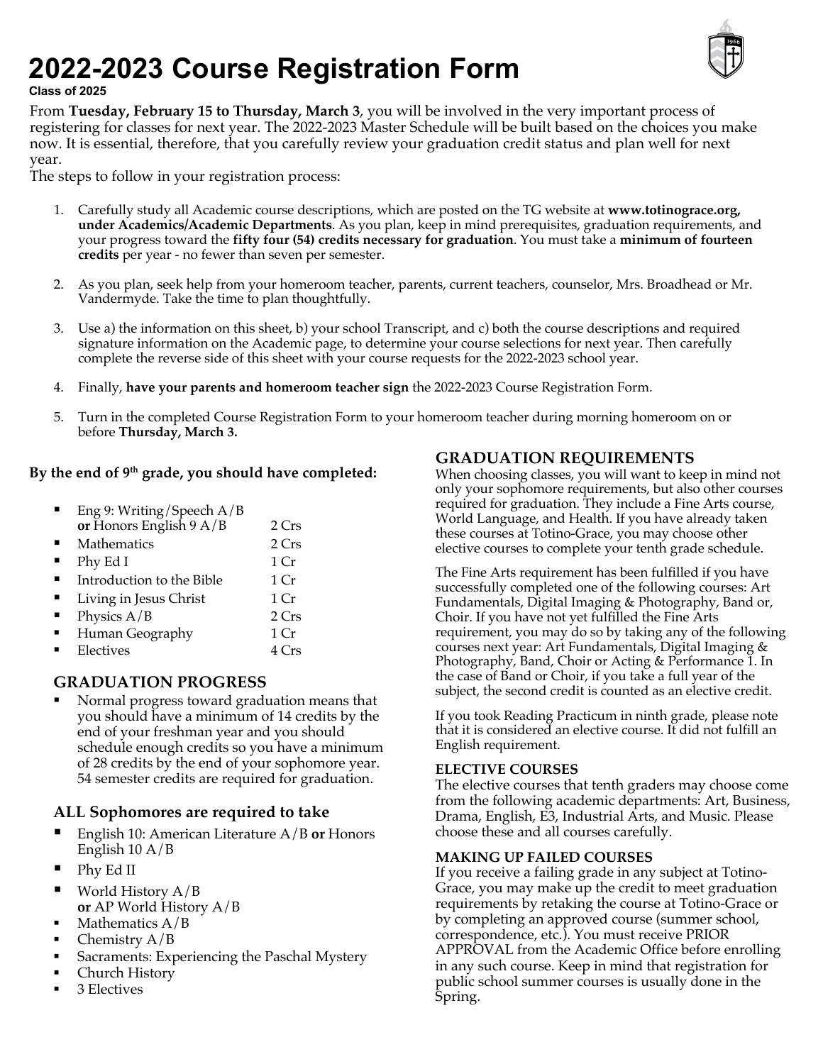# 2022-2023 Course Registration Form

**Class of 2025**

From **Tuesday, February 15 to Thursday, March 3**, you will be involved in the very important process of registering for classes for next year. The 2022-2023 Master Schedule will be built based on the choices you make now. It is essential, therefore, that you carefully review your graduation credit status and plan well for next year.

The steps to follow in your registration process:

1. Carefully study all Academic course descriptions, which are posted on the TG website at **www.totinograce.org, under Academics/Academic Departments**. As you plan, keep in mind prerequisites, graduation requirements, and your progress toward the **fifty four (54) credits necessary for graduation**. You must take a **minimum of fourteen credits** per year - no fewer than seven per semester.

2. As you plan, seek help from your homeroom teacher, parents, current teachers, counselor, Mrs. Broadhead or Mr. Vandermyde. Take the time to plan thoughtfully.

3. Use a) the information on this sheet, b) your school Transcript, and c) both the course descriptions and required signature information on the Academic page, to determine your course selections for next year. Then carefully complete the reverse side of this sheet with your course requests for the 2022-2023 school year.

4. Finally, **have your parents and homeroom teacher sign** the 2022-2023 Course Registration Form.

5. Turn in the completed Course Registration Form to your homeroom teacher during morning homeroom on or before **Thursday, March 3.**

**By the end of 9th grade, you should have completed:**

- Eng 9: Writing/Speech A/B **or** Honors English 9 A/B — 2 Crs
- Mathematics — 2 Crs
- Phy Ed I — 1 Cr
- Introduction to the Bible — 1 Cr
- Living in Jesus Christ — 1 Cr
- Physics A/B — 2 Crs
- Human Geography — 1 Cr
- Electives — 4 Crs

## GRADUATION PROGRESS

- Normal progress toward graduation means that you should have a minimum of 14 credits by the end of your freshman year and you should schedule enough credits so you have a minimum of 28 credits by the end of your sophomore year. 54 semester credits are required for graduation.

## ALL Sophomores are required to take

- English 10: American Literature A/B **or** Honors English 10 A/B
- Phy Ed II
- World History A/B **or** AP World History A/B
- Mathematics A/B
- Chemistry A/B
- Sacraments: Experiencing the Paschal Mystery
- Church History
- 3 Electives

## GRADUATION REQUIREMENTS

When choosing classes, you will want to keep in mind not only your sophomore requirements, but also other courses required for graduation. They include a Fine Arts course, World Language, and Health. If you have already taken these courses at Totino-Grace, you may choose other elective courses to complete your tenth grade schedule.

The Fine Arts requirement has been fulfilled if you have successfully completed one of the following courses: Art Fundamentals, Digital Imaging & Photography, Band or, Choir. If you have not yet fulfilled the Fine Arts requirement, you may do so by taking any of the following courses next year: Art Fundamentals, Digital Imaging & Photography, Band, Choir or Acting & Performance 1. In the case of Band or Choir, if you take a full year of the subject, the second credit is counted as an elective credit.

If you took Reading Practicum in ninth grade, please note that it is considered an elective course. It did not fulfill an English requirement.

### ELECTIVE COURSES

The elective courses that tenth graders may choose come from the following academic departments: Art, Business, Drama, English, E3, Industrial Arts, and Music. Please choose these and all courses carefully.

### MAKING UP FAILED COURSES

If you receive a failing grade in any subject at Totino-Grace, you may make up the credit to meet graduation requirements by retaking the course at Totino-Grace or by completing an approved course (summer school, correspondence, etc.). You must receive PRIOR APPROVAL from the Academic Office before enrolling in any such course. Keep in mind that registration for public school summer courses is usually done in the Spring.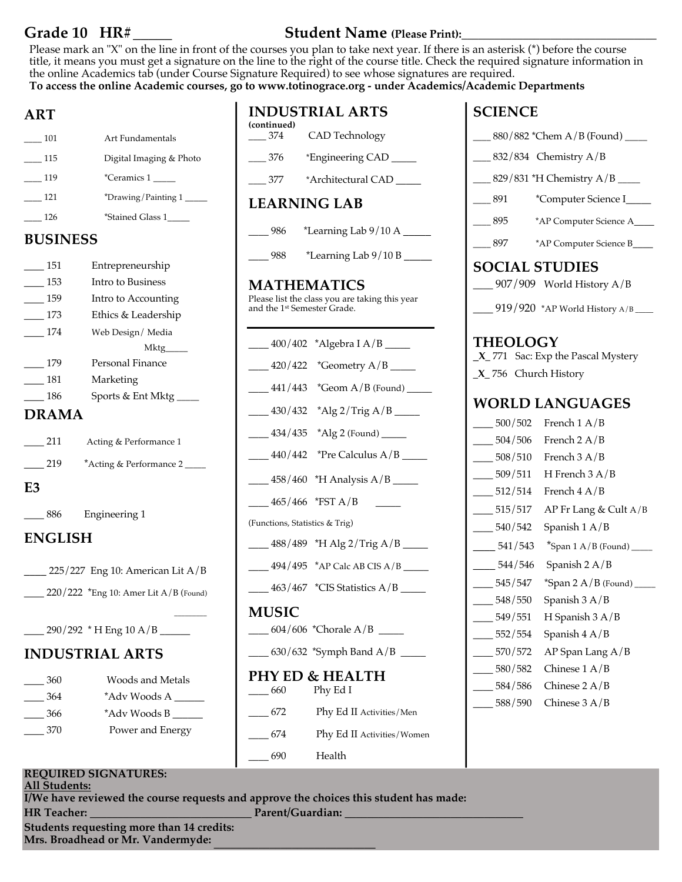# Grade 10 HR#_____ Student Name (Please Print):_______________________________

Please mark an "X" on the line in front of the courses you plan to take next year. If there is an asterisk (*) before the course title, it means you must get a signature on the line to the right of the course title. Check the required signature information in the online Academics tab (under Course Signature Required) to see whose signatures are required.

**To access the online Academic courses, go to www.totinograce.org - under Academics/Academic Departments**

## ART

____ 101 Art Fundamentals
____ 115 Digital Imaging & Photo
____ 119 *Ceramics 1 _____
____ 121 *Drawing/Painting 1 _____
____ 126 *Stained Glass 1_____

## BUSINESS

____ 151 Entrepreneurship
____ 153 Intro to Business
____ 159 Intro to Accounting
____ 173 Ethics & Leadership
____ 174 Web Design/ Media Mktg_____
____ 179 Personal Finance
____ 181 Marketing
____ 186 Sports & Ent Mktg _____

## DRAMA

____ 211 Acting & Performance 1
____ 219 *Acting & Performance 2 _____

## E3

____ 886 Engineering 1

## ENGLISH

____ 225/227 Eng 10: American Lit A/B
____ 220/222 *Eng 10: Amer Lit A/B (Found) _______
____ 290/292 * H Eng 10 A/B ______

## INDUSTRIAL ARTS

____ 360 Woods and Metals
____ 364 *Adv Woods A ______
____ 366 *Adv Woods B ______
____ 370 Power and Energy

## INDUSTRIAL ARTS (continued)

____ 374 CAD Technology
____ 376 *Engineering CAD _____
____ 377 *Architectural CAD _____

## LEARNING LAB

____ 986 *Learning Lab 9/10 A _____
____ 988 *Learning Lab 9/10 B _____

## MATHEMATICS

Please list the class you are taking this year and the 1st Semester Grade.

_______________________________

____ 400/402 *Algebra I A/B _____
____ 420/422 *Geometry A/B _____
____ 441/443 *Geom A/B (Found) _____
____ 430/432 *Alg 2/Trig A/B _____
____ 434/435 *Alg 2 (Found) _____
____ 440/442 *Pre Calculus A/B _____
____ 458/460 *H Analysis A/B _____
____ 465/466 *FST A/B _____
(Functions, Statistics & Trig)
____ 488/489 *H Alg 2/Trig A/B _____
____ 494/495 *AP Calc AB CIS A/B _____
____ 463/467 *CIS Statistics A/B _____

## MUSIC

____ 604/606 *Chorale A/B _____
____ 630/632 *Symph Band A/B _____

## PHY ED & HEALTH

____ 660 Phy Ed I
____ 672 Phy Ed II Activities/Men
____ 674 Phy Ed II Activities/Women
____ 690 Health

## SCIENCE

____ 880/882 *Chem A/B (Found) _____
____ 832/834 Chemistry A/B
____ 829/831 *H Chemistry A/B _____
____ 891 *Computer Science I_____
____ 895 *AP Computer Science A_____
____ 897 *AP Computer Science B_____

## SOCIAL STUDIES

____ 907/909 World History A/B
____ 919/920 *AP World History A/B _____

## THEOLOGY

_X_ 771 Sac: Exp the Pascal Mystery
_X_ 756 Church History

## WORLD LANGUAGES

____ 500/502 French 1 A/B
____ 504/506 French 2 A/B
____ 508/510 French 3 A/B
____ 509/511 H French 3 A/B
____ 512/514 French 4 A/B
____ 515/517 AP Fr Lang & Cult A/B
____ 540/542 Spanish 1 A/B
____ 541/543 *Span 1 A/B (Found) _____
____ 544/546 Spanish 2 A/B
____ 545/547 *Span 2 A/B (Found) _____
____ 548/550 Spanish 3 A/B
____ 549/551 H Spanish 3 A/B
____ 552/554 Spanish 4 A/B
____ 570/572 AP Span Lang A/B
____ 580/582 Chinese 1 A/B
____ 584/586 Chinese 2 A/B
____ 588/590 Chinese 3 A/B

**REQUIRED SIGNATURES:**
**All Students:**
**I/We have reviewed the course requests and approve the choices this student has made:**
**HR Teacher: ______________________________ Parent/Guardian: ________________________________**
**Students requesting more than 14 credits:**
**Mrs. Broadhead or Mr. Vandermyde: ______________________________**